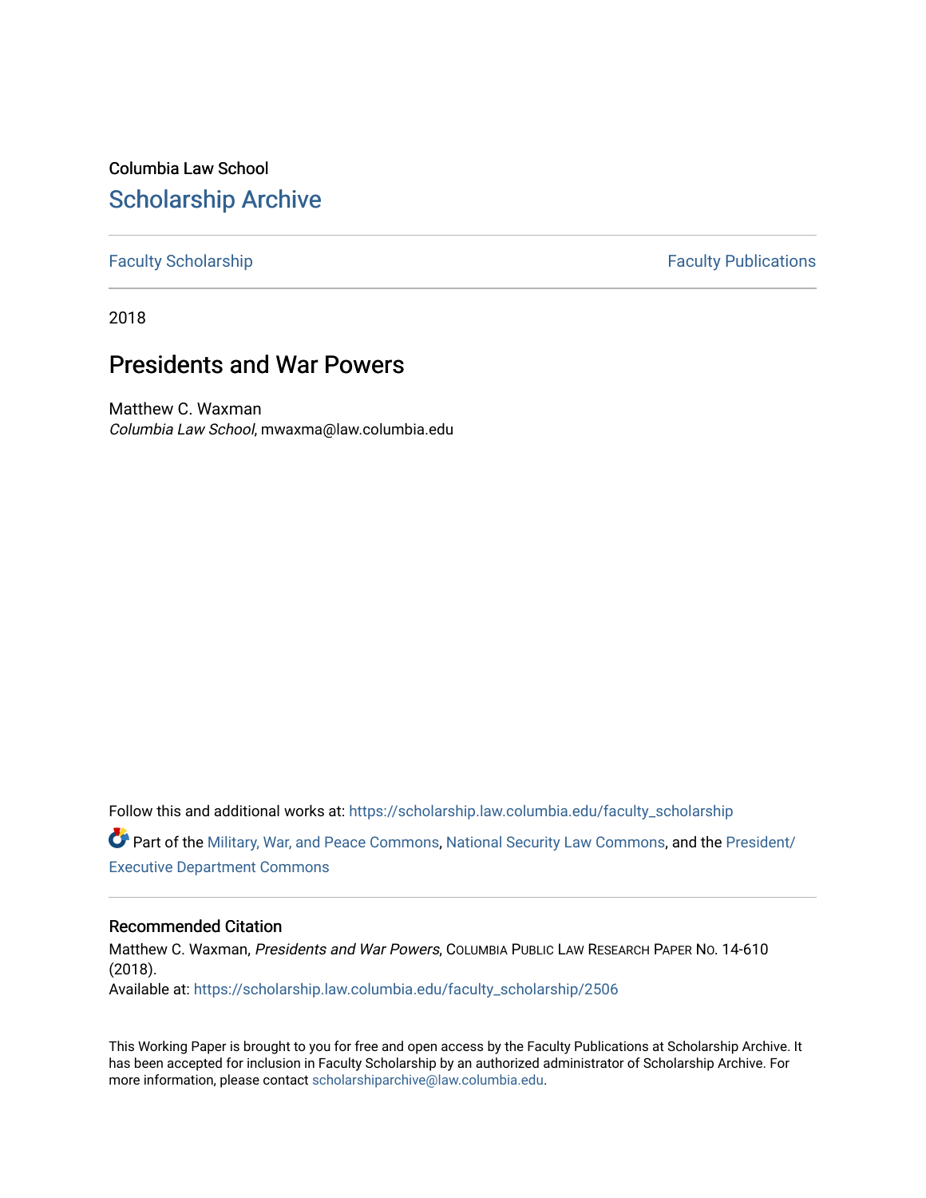Columbia Law School

## Scholarship Archive

Faculty Scholarship | Faculty Publications

2018

# Presidents and War Powers

Matthew C. Waxman
*Columbia Law School*, mwaxma@law.columbia.edu

Follow this and additional works at: https://scholarship.law.columbia.edu/faculty_scholarship

Part of the Military, War, and Peace Commons, National Security Law Commons, and the President/Executive Department Commons

### Recommended Citation

Matthew C. Waxman, *Presidents and War Powers*, Columbia Public Law Research Paper No. 14-610 (2018).
Available at: https://scholarship.law.columbia.edu/faculty_scholarship/2506

This Working Paper is brought to you for free and open access by the Faculty Publications at Scholarship Archive. It has been accepted for inclusion in Faculty Scholarship by an authorized administrator of Scholarship Archive. For more information, please contact scholarshiparchive@law.columbia.edu.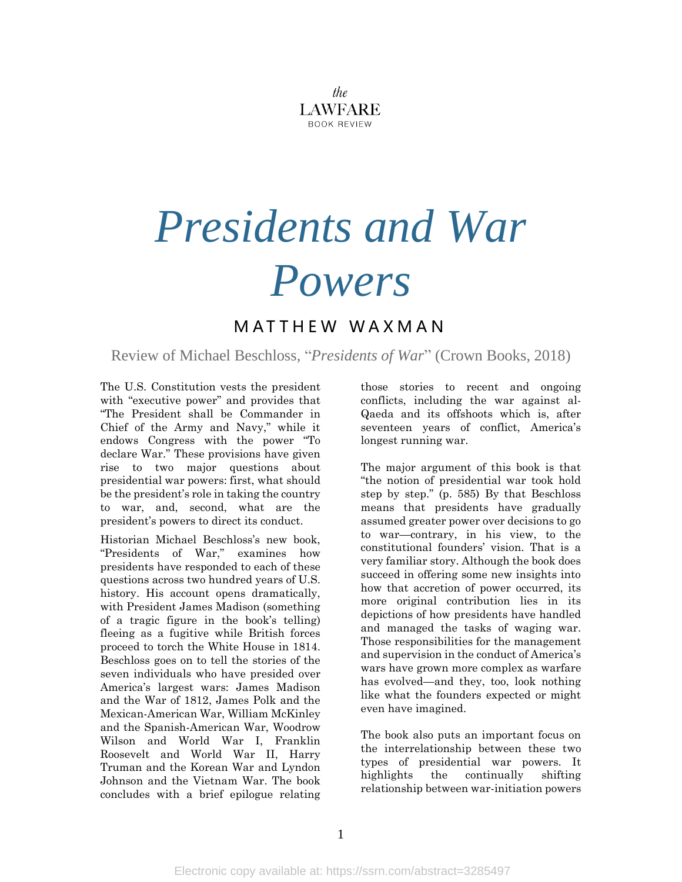*the*
LAWFARE
BOOK REVIEW

# *Presidents and War Powers*

## MATTHEW WAXMAN

Review of Michael Beschloss, "*Presidents of War*" (Crown Books, 2018)

The U.S. Constitution vests the president with "executive power" and provides that "The President shall be Commander in Chief of the Army and Navy," while it endows Congress with the power "To declare War." These provisions have given rise to two major questions about presidential war powers: first, what should be the president's role in taking the country to war, and, second, what are the president's powers to direct its conduct.

Historian Michael Beschloss's new book, "Presidents of War," examines how presidents have responded to each of these questions across two hundred years of U.S. history. His account opens dramatically, with President James Madison (something of a tragic figure in the book's telling) fleeing as a fugitive while British forces proceed to torch the White House in 1814. Beschloss goes on to tell the stories of the seven individuals who have presided over America's largest wars: James Madison and the War of 1812, James Polk and the Mexican-American War, William McKinley and the Spanish-American War, Woodrow Wilson and World War I, Franklin Roosevelt and World War II, Harry Truman and the Korean War and Lyndon Johnson and the Vietnam War. The book concludes with a brief epilogue relating those stories to recent and ongoing conflicts, including the war against al-Qaeda and its offshoots which is, after seventeen years of conflict, America's longest running war.

The major argument of this book is that "the notion of presidential war took hold step by step." (p. 585) By that Beschloss means that presidents have gradually assumed greater power over decisions to go to war—contrary, in his view, to the constitutional founders' vision. That is a very familiar story. Although the book does succeed in offering some new insights into how that accretion of power occurred, its more original contribution lies in its depictions of how presidents have handled and managed the tasks of waging war. Those responsibilities for the management and supervision in the conduct of America's wars have grown more complex as warfare has evolved—and they, too, look nothing like what the founders expected or might even have imagined.

The book also puts an important focus on the interrelationship between these two types of presidential war powers. It highlights the continually shifting relationship between war-initiation powers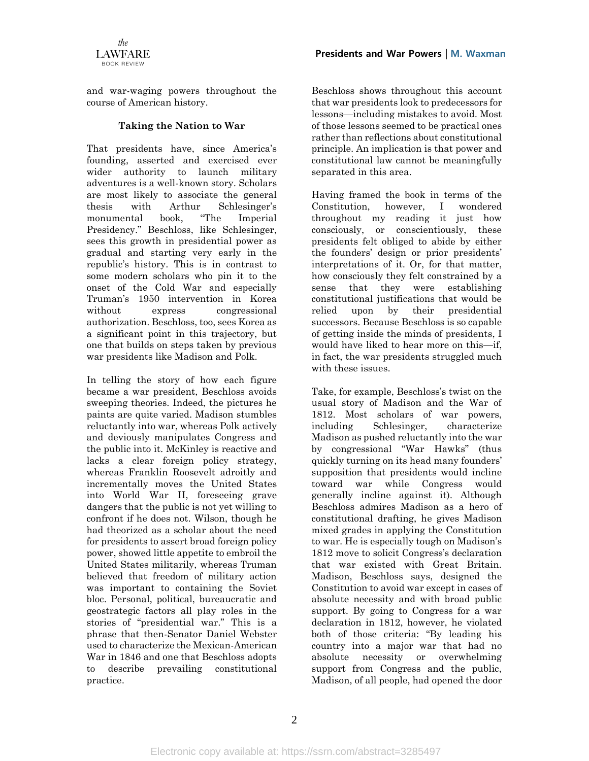and war-waging powers throughout the course of American history.

### Taking the Nation to War

That presidents have, since America's founding, asserted and exercised ever wider authority to launch military adventures is a well-known story. Scholars are most likely to associate the general thesis with Arthur Schlesinger's monumental book, "The Imperial Presidency." Beschloss, like Schlesinger, sees this growth in presidential power as gradual and starting very early in the republic's history. This is in contrast to some modern scholars who pin it to the onset of the Cold War and especially Truman's 1950 intervention in Korea without express congressional authorization. Beschloss, too, sees Korea as a significant point in this trajectory, but one that builds on steps taken by previous war presidents like Madison and Polk.

In telling the story of how each figure became a war president, Beschloss avoids sweeping theories. Indeed, the pictures he paints are quite varied. Madison stumbles reluctantly into war, whereas Polk actively and deviously manipulates Congress and the public into it. McKinley is reactive and lacks a clear foreign policy strategy, whereas Franklin Roosevelt adroitly and incrementally moves the United States into World War II, foreseeing grave dangers that the public is not yet willing to confront if he does not. Wilson, though he had theorized as a scholar about the need for presidents to assert broad foreign policy power, showed little appetite to embroil the United States militarily, whereas Truman believed that freedom of military action was important to containing the Soviet bloc. Personal, political, bureaucratic and geostrategic factors all play roles in the stories of "presidential war." This is a phrase that then-Senator Daniel Webster used to characterize the Mexican-American War in 1846 and one that Beschloss adopts to describe prevailing constitutional practice.

Beschloss shows throughout this account that war presidents look to predecessors for lessons—including mistakes to avoid. Most of those lessons seemed to be practical ones rather than reflections about constitutional principle. An implication is that power and constitutional law cannot be meaningfully separated in this area.

Having framed the book in terms of the Constitution, however, I wondered throughout my reading it just how consciously, or conscientiously, these presidents felt obliged to abide by either the founders' design or prior presidents' interpretations of it. Or, for that matter, how consciously they felt constrained by a sense that they were establishing constitutional justifications that would be relied upon by their presidential successors. Because Beschloss is so capable of getting inside the minds of presidents, I would have liked to hear more on this—if, in fact, the war presidents struggled much with these issues.

Take, for example, Beschloss's twist on the usual story of Madison and the War of 1812. Most scholars of war powers, including Schlesinger, characterize Madison as pushed reluctantly into the war by congressional "War Hawks" (thus quickly turning on its head many founders' supposition that presidents would incline toward war while Congress would generally incline against it). Although Beschloss admires Madison as a hero of constitutional drafting, he gives Madison mixed grades in applying the Constitution to war. He is especially tough on Madison's 1812 move to solicit Congress's declaration that war existed with Great Britain. Madison, Beschloss says, designed the Constitution to avoid war except in cases of absolute necessity and with broad public support. By going to Congress for a war declaration in 1812, however, he violated both of those criteria: "By leading his country into a major war that had no absolute necessity or overwhelming support from Congress and the public, Madison, of all people, had opened the door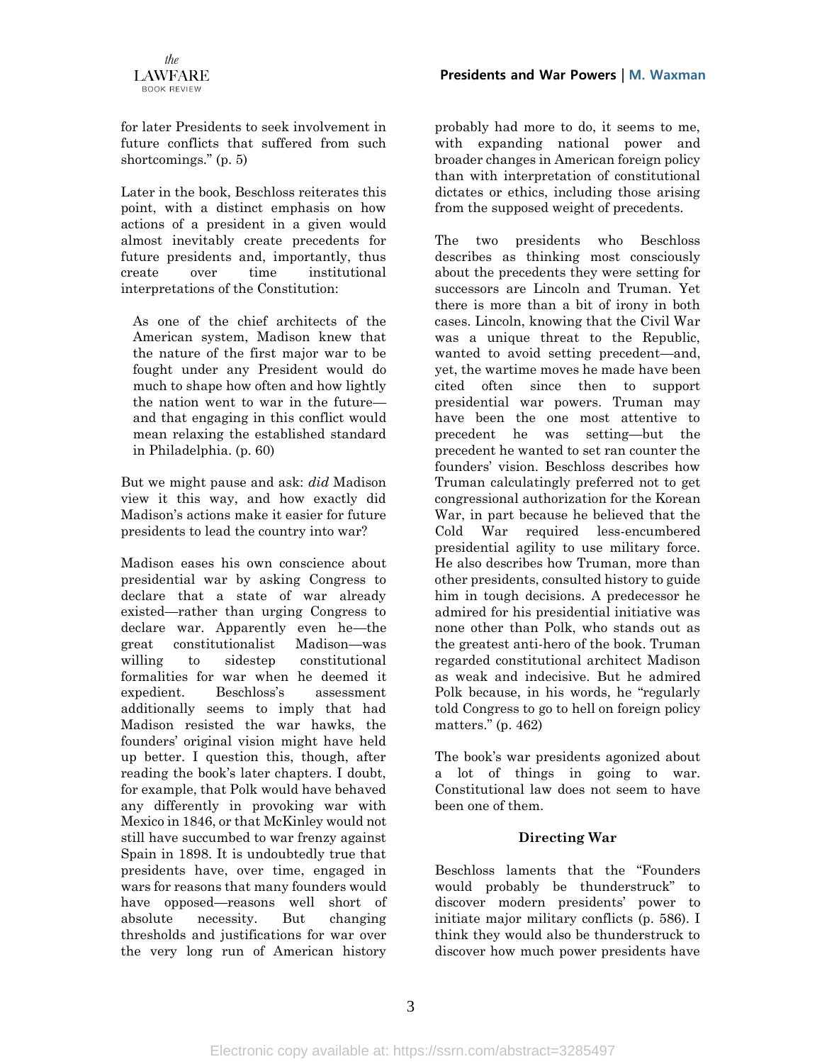for later Presidents to seek involvement in future conflicts that suffered from such shortcomings." (p. 5)

Later in the book, Beschloss reiterates this point, with a distinct emphasis on how actions of a president in a given would almost inevitably create precedents for future presidents and, importantly, thus create over time institutional interpretations of the Constitution:

> As one of the chief architects of the American system, Madison knew that the nature of the first major war to be fought under any President would do much to shape how often and how lightly the nation went to war in the future—and that engaging in this conflict would mean relaxing the established standard in Philadelphia. (p. 60)

But we might pause and ask: *did* Madison view it this way, and how exactly did Madison's actions make it easier for future presidents to lead the country into war?

Madison eases his own conscience about presidential war by asking Congress to declare that a state of war already existed—rather than urging Congress to declare war. Apparently even he—the great constitutionalist Madison—was willing to sidestep constitutional formalities for war when he deemed it expedient. Beschloss's assessment additionally seems to imply that had Madison resisted the war hawks, the founders' original vision might have held up better. I question this, though, after reading the book's later chapters. I doubt, for example, that Polk would have behaved any differently in provoking war with Mexico in 1846, or that McKinley would not still have succumbed to war frenzy against Spain in 1898. It is undoubtedly true that presidents have, over time, engaged in wars for reasons that many founders would have opposed—reasons well short of absolute necessity. But changing thresholds and justifications for war over the very long run of American history probably had more to do, it seems to me, with expanding national power and broader changes in American foreign policy than with interpretation of constitutional dictates or ethics, including those arising from the supposed weight of precedents.

The two presidents who Beschloss describes as thinking most consciously about the precedents they were setting for successors are Lincoln and Truman. Yet there is more than a bit of irony in both cases. Lincoln, knowing that the Civil War was a unique threat to the Republic, wanted to avoid setting precedent—and, yet, the wartime moves he made have been cited often since then to support presidential war powers. Truman may have been the most attentive to precedent he was setting—but the precedent he wanted to set ran counter the founders' vision. Beschloss describes how Truman calculatingly preferred not to get congressional authorization for the Korean War, in part because he believed that the Cold War required less-encumbered presidential agility to use military force. He also describes how Truman, more than other presidents, consulted history to guide him in tough decisions. A predecessor he admired for his presidential initiative was none other than Polk, who stands out as the greatest anti-hero of the book. Truman regarded constitutional architect Madison as weak and indecisive. But he admired Polk because, in his words, he "regularly told Congress to go to hell on foreign policy matters." (p. 462)

The book's war presidents agonized about a lot of things in going to war. Constitutional law does not seem to have been one of them.

### Directing War

Beschloss laments that the "Founders would probably be thunderstruck" to discover modern presidents' power to initiate major military conflicts (p. 586). I think they would also be thunderstruck to discover how much power presidents have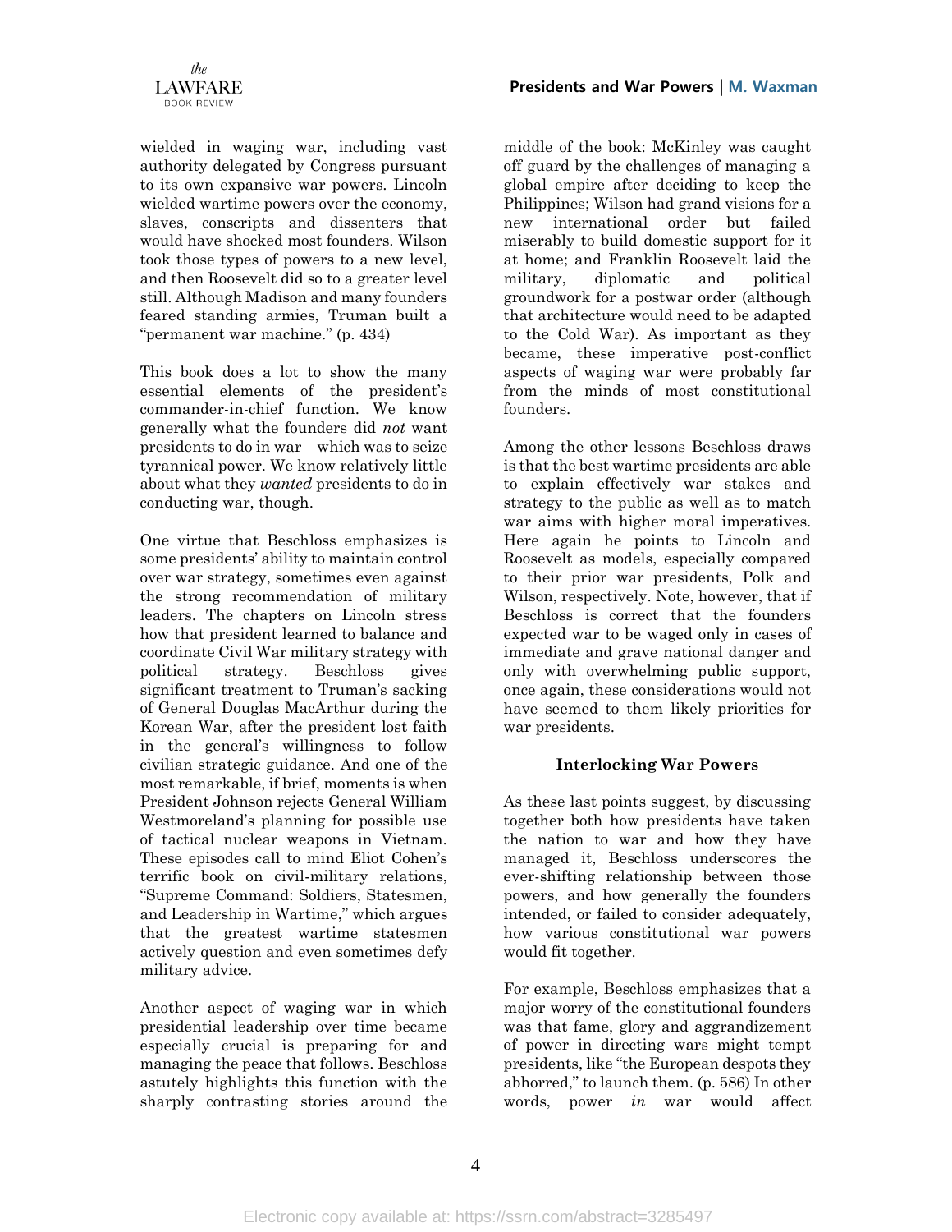wielded in waging war, including vast authority delegated by Congress pursuant to its own expansive war powers. Lincoln wielded wartime powers over the economy, slaves, conscripts and dissenters that would have shocked most founders. Wilson took those types of powers to a new level, and then Roosevelt did so to a greater level still. Although Madison and many founders feared standing armies, Truman built a "permanent war machine." (p. 434)

This book does a lot to show the many essential elements of the president's commander-in-chief function. We know generally what the founders did *not* want presidents to do in war—which was to seize tyrannical power. We know relatively little about what they *wanted* presidents to do in conducting war, though.

One virtue that Beschloss emphasizes is some presidents' ability to maintain control over war strategy, sometimes even against the strong recommendation of military leaders. The chapters on Lincoln stress how that president learned to balance and coordinate Civil War military strategy with political strategy. Beschloss gives significant treatment to Truman's sacking of General Douglas MacArthur during the Korean War, after the president lost faith in the general's willingness to follow civilian strategic guidance. And one of the most remarkable, if brief, moments is when President Johnson rejects General William Westmoreland's planning for possible use of tactical nuclear weapons in Vietnam. These episodes call to mind Eliot Cohen's terrific book on civil-military relations, "Supreme Command: Soldiers, Statesmen, and Leadership in Wartime," which argues that the greatest wartime statesmen actively question and even sometimes defy military advice.

Another aspect of waging war in which presidential leadership over time became especially crucial is preparing for and managing the peace that follows. Beschloss astutely highlights this function with the sharply contrasting stories around the middle of the book: McKinley was caught off guard by the challenges of managing a global empire after deciding to keep the Philippines; Wilson had grand visions for a new international order but failed miserably to build domestic support for it at home; and Franklin Roosevelt laid the military, diplomatic and political groundwork for a postwar order (although that architecture would need to be adapted to the Cold War). As important as they became, these imperative post-conflict aspects of waging war were probably far from the minds of most constitutional founders.

Among the other lessons Beschloss draws is that the best wartime presidents are able to explain effectively war stakes and strategy to the public as well as to match war aims with higher moral imperatives. Here again he points to Lincoln and Roosevelt as models, especially compared to their prior war presidents, Polk and Wilson, respectively. Note, however, that if Beschloss is correct that the founders expected war to be waged only in cases of immediate and grave national danger and only with overwhelming public support, once again, these considerations would not have seemed to them likely priorities for war presidents.

### Interlocking War Powers

As these last points suggest, by discussing together both how presidents have taken the nation to war and how they have managed it, Beschloss underscores the ever-shifting relationship between those powers, and how generally the founders intended, or failed to consider adequately, how various constitutional war powers would fit together.

For example, Beschloss emphasizes that a major worry of the constitutional founders was that fame, glory and aggrandizement of power in directing wars might tempt presidents, like "the European despots they abhorred," to launch them. (p. 586) In other words, power *in* war would affect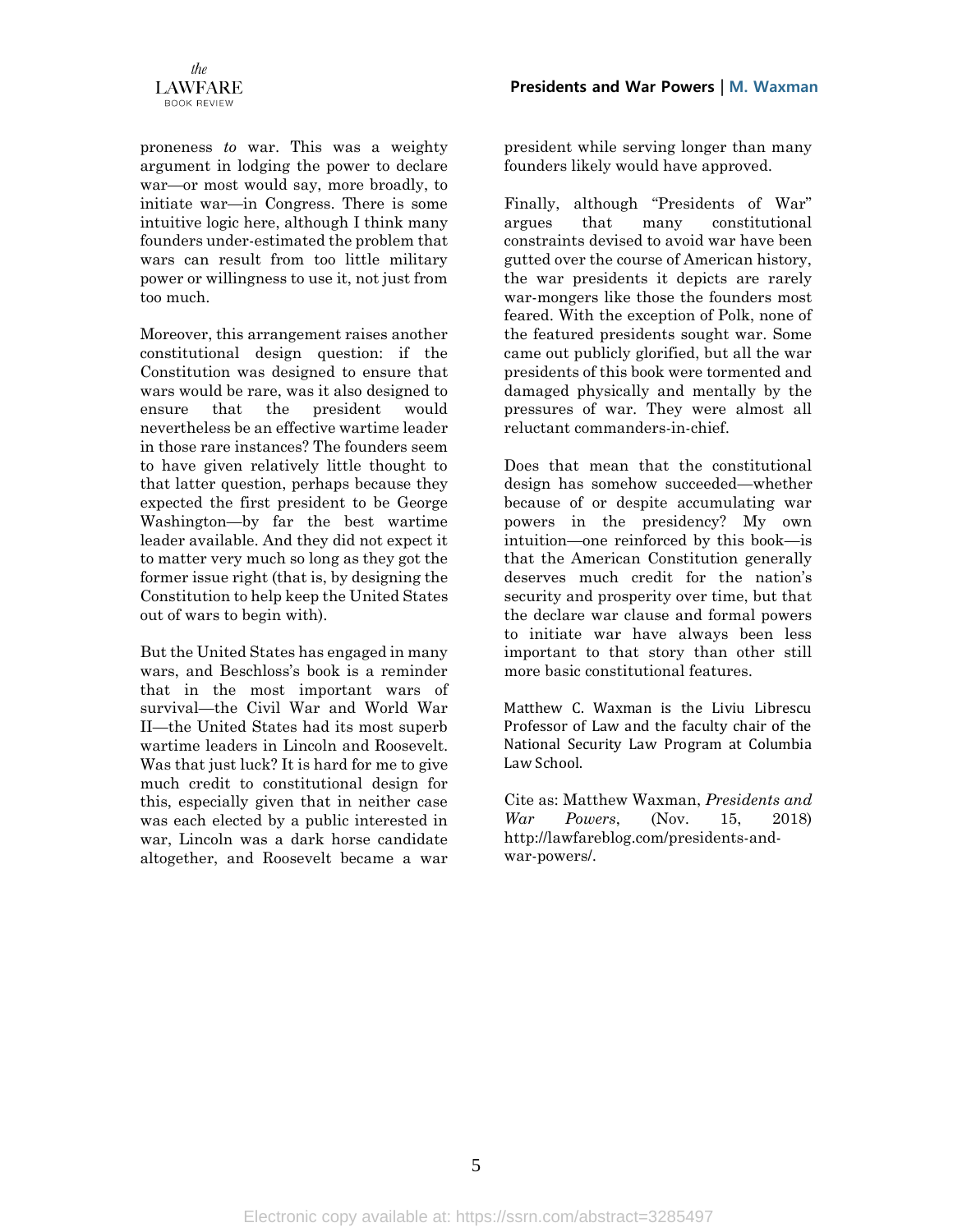proneness *to* war. This was a weighty argument in lodging the power to declare war—or most would say, more broadly, to initiate war—in Congress. There is some intuitive logic here, although I think many founders under-estimated the problem that wars can result from too little military power or willingness to use it, not just from too much.

Moreover, this arrangement raises another constitutional design question: if the Constitution was designed to ensure that wars would be rare, was it also designed to ensure that the president would nevertheless be an effective wartime leader in those rare instances? The founders seem to have given relatively little thought to that latter question, perhaps because they expected the first president to be George Washington—by far the best wartime leader available. And they did not expect it to matter very much so long as they got the former issue right (that is, by designing the Constitution to help keep the United States out of wars to begin with).

But the United States has engaged in many wars, and Beschloss's book is a reminder that in the most important wars of survival—the Civil War and World War II—the United States had its most superb wartime leaders in Lincoln and Roosevelt. Was that just luck? It is hard for me to give much credit to constitutional design for this, especially given that in neither case was each elected by a public interested in war, Lincoln was a dark horse candidate altogether, and Roosevelt became a war president while serving longer than many founders likely would have approved.

Finally, although "Presidents of War" argues that many constitutional constraints devised to avoid war have been gutted over the course of American history, the war presidents it depicts are rarely war-mongers like those the founders most feared. With the exception of Polk, none of the featured presidents sought war. Some came out publicly glorified, but all the war presidents of this book were tormented and damaged physically and mentally by the pressures of war. They were almost all reluctant commanders-in-chief.

Does that mean that the constitutional design has somehow succeeded—whether because of or despite accumulating war powers in the presidency? My own intuition—one reinforced by this book—is that the American Constitution generally deserves much credit for the nation's security and prosperity over time, but that the declare war clause and formal powers to initiate war have always been less important to that story than other still more basic constitutional features.

Matthew C. Waxman is the Liviu Librescu Professor of Law and the faculty chair of the National Security Law Program at Columbia Law School.

Cite as: Matthew Waxman, *Presidents and War Powers*, (Nov. 15, 2018) http://lawfareblog.com/presidents-and-war-powers/.